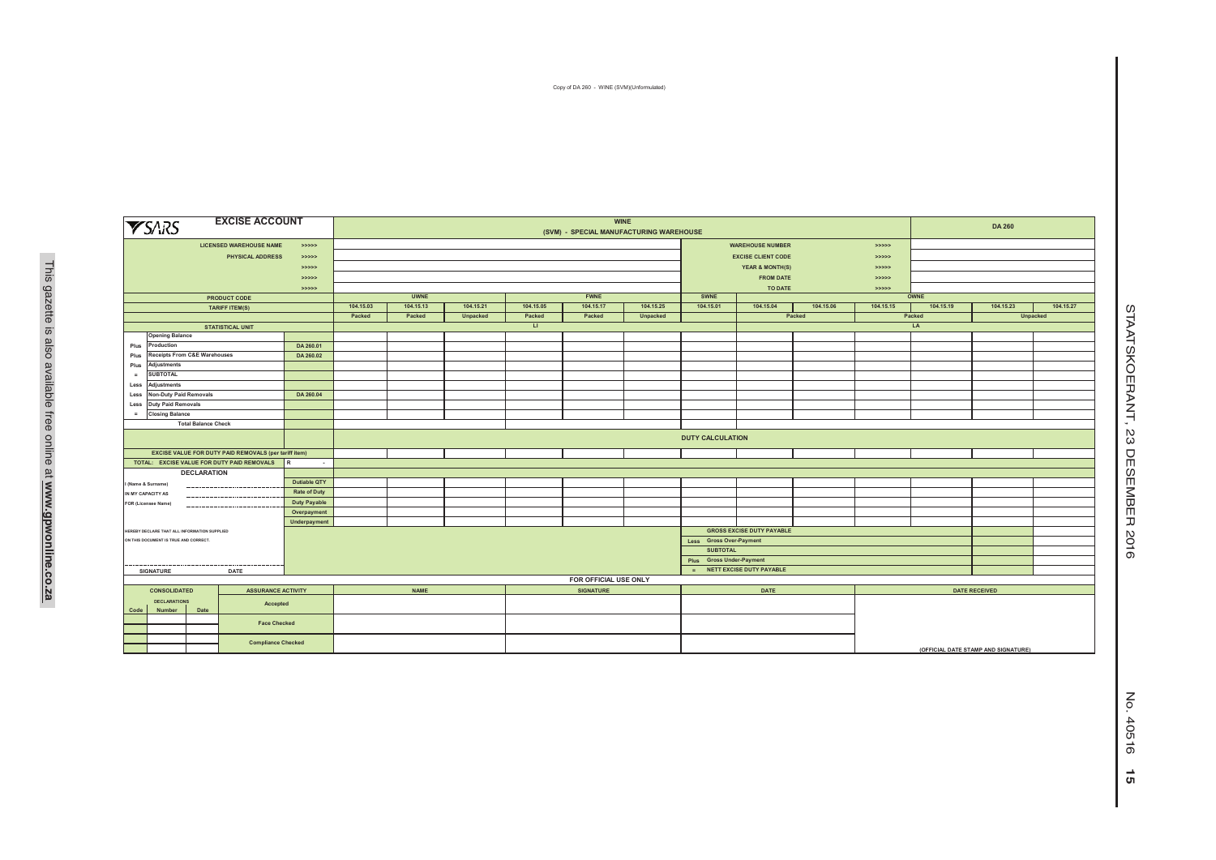Copy of DA 260 - WINE (SVM)(Unformulated)

| SARS | EXCISE ACCOUNT | | WINE (SVM) - SPECIAL MANUFACTURING WAREHOUSE | | | | | | | | | | | DA 260 | | |
|---|---|---|---|---|---|---|---|---|---|---|---|---|---|---|---|---|
| | LICENSED WAREHOUSE NAME | >>>>> | | | | | | | WAREHOUSE NUMBER | | | >>>>> | | | | |
| | PHYSICAL ADDRESS | >>>>> | | | | | | | EXCISE CLIENT CODE | | | >>>>> | | | | |
| | | >>>>> | | | | | | | YEAR & MONTH(S) | | | >>>>> | | | | |
| | | >>>>> | | | | | | | FROM DATE | | | >>>>> | | | | |
| | | >>>>> | | | | | | | TO DATE | | | >>>>> | | | | |
| | PRODUCT CODE | | UWNE | | | FWNE | | | SWNE | | | OWNE | | | | |
| | TARIFF ITEM(S) | | 104.15.03 | 104.15.13 | 104.15.21 | 104.15.05 | 104.15.17 | 104.15.25 | 104.15.01 | 104.15.04 | 104.15.06 | 104.15.15 | 104.15.19 | 104.15.23 | 104.15.27 | |
| | | | Packed | Packed | Unpacked | Packed | Packed | Unpacked | | Packed | | Packed | | Unpacked | | |
| | STATISTICAL UNIT | | LI | | | | | | | LA | | | | | | |
| | Opening Balance | | | | | | | | | | | | | | | |
| Plus | Production | DA 260.01 | | | | | | | | | | | | | | |
| Plus | Receipts From C&E Warehouses | DA 260.02 | | | | | | | | | | | | | | |
| Plus | Adjustments | | | | | | | | | | | | | | | |
| = | SUBTOTAL | | | | | | | | | | | | | | | |
| Less | Adjustments | | | | | | | | | | | | | | | |
| Less | Non-Duty Paid Removals | DA 260.04 | | | | | | | | | | | | | | |
| Less | Duty Paid Removals | | | | | | | | | | | | | | | |
| = | Closing Balance | | | | | | | | | | | | | | | |
| | Total Balance Check | | | | | | | | | | | | | | | |
| | | | DUTY CALCULATION | | | | | | | | | | | | | |
| | EXCISE VALUE FOR DUTY PAID REMOVALS (per tariff item) | | | | | | | | | | | | | | | |
| | TOTAL: EXCISE VALUE FOR DUTY PAID REMOVALS | R - | | | | | | | | | | | | | | |
| | DECLARATION | | | | | | | | | | | | | | | |
| | I (Name & Surname) | Dutiable QTY | | | | | | | | | | | | | | |
| | IN MY CAPACITY AS | Rate of Duty | | | | | | | | | | | | | | |
| | FOR (Licensee Name) | Duty Payable | | | | | | | | | | | | | | |
| | | Overpayment | | | | | | | | | | | | | | |
| | | Underpayment | | | | | | | | | | | | | | |
| | HEREBY DECLARE THAT ALL INFORMATION SUPPLIED | | | | | | | | | GROSS EXCISE DUTY PAYABLE | | | | | | |
| | ON THIS DOCUMENT IS TRUE AND CORRECT. | | | | | | | | Less | Gross Over-Payment | | | | | | |
| | | | | | | | | | | SUBTOTAL | | | | | | |
| | | | | | | | | | Plus | Gross Under-Payment | | | | | | |
| | SIGNATURE DATE | | | | | | | | = | NETT EXCISE DUTY PAYABLE | | | | | | |

FOR OFFICIAL USE ONLY

| CONSOLIDATED DECLARATIONS | | | ASSURANCE ACTIVITY | NAME | SIGNATURE | DATE | DATE RECEIVED |
|---|---|---|---|---|---|---|---|
| Code | Number | Date | | | | | |
| | | | Accepted | | | | |
| | | | Face Checked | | | | |
| | | | Compliance Checked | | | | (OFFICIAL DATE STAMP AND SIGNATURE) |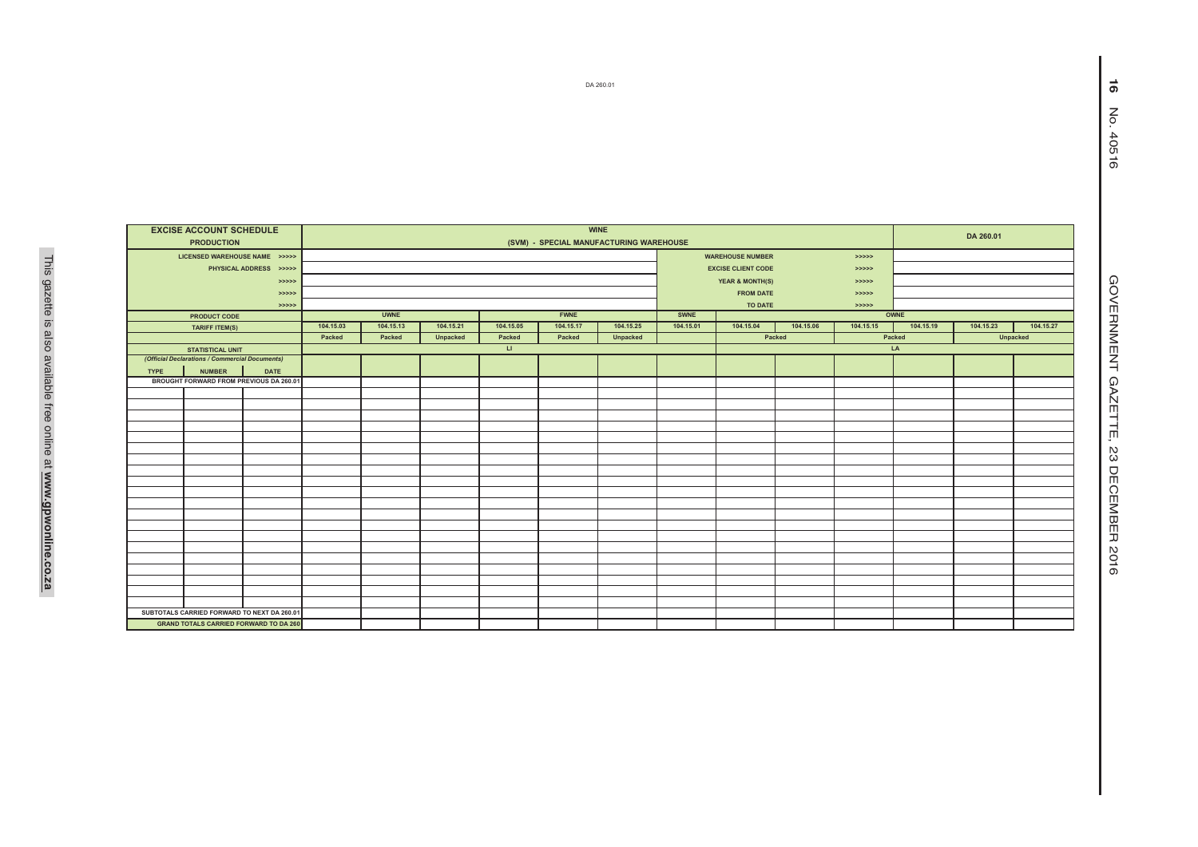DA 260.01

| EXCISE ACCOUNT SCHEDULE PRODUCTION | | | WINE (SVM) - SPECIAL MANUFACTURING WAREHOUSE | | | | | | | | | | | | DA 260.01 | |
|---|---|---|---|---|---|---|---|---|---|---|---|---|---|---|---|---|
| LICENSED WAREHOUSE NAME >>>>> | | | | | | | | | | WAREHOUSE NUMBER | | >>>>> | | | | |
| PHYSICAL ADDRESS >>>>> | | | | | | | | | | EXCISE CLIENT CODE | | >>>>> | | | | |
| >>>>> | | | | | | | | | | YEAR & MONTH(S) | | >>>>> | | | | |
| >>>>> | | | | | | | | | | FROM DATE | | >>>>> | | | | |
| >>>>> | | | | | | | | | | TO DATE | | >>>>> | | | | |
| PRODUCT CODE | | | UWNE | | | FWNE | | | SWNE | OWNE | | | | | | |
| TARIFF ITEM(S) | | | 104.15.03 | 104.15.13 | 104.15.21 | 104.15.05 | 104.15.17 | 104.15.25 | 104.15.01 | 104.15.04 | 104.15.06 | 104.15.15 | 104.15.19 | 104.15.23 | 104.15.27 | |
| | | | Packed | Packed | Unpacked | Packed | Packed | Unpacked | | Packed | | Packed | | Unpacked | | |
| STATISTICAL UNIT | | | LI | | | | | | | LA | | | | | | |
| *(Official Declarations / Commercial Documents)* | | | | | | | | | | | | | | | | |
| TYPE | NUMBER | DATE | | | | | | | | | | | | | | |
| BROUGHT FORWARD FROM PREVIOUS DA 260.01 | | | | | | | | | | | | | | | | |
| | | | | | | | | | | | | | | | | |
| | | | | | | | | | | | | | | | | |
| | | | | | | | | | | | | | | | | |
| | | | | | | | | | | | | | | | | |
| | | | | | | | | | | | | | | | | |
| | | | | | | | | | | | | | | | | |
| | | | | | | | | | | | | | | | | |
| | | | | | | | | | | | | | | | | |
| | | | | | | | | | | | | | | | | |
| | | | | | | | | | | | | | | | | |
| | | | | | | | | | | | | | | | | |
| | | | | | | | | | | | | | | | | |
| | | | | | | | | | | | | | | | | |
| | | | | | | | | | | | | | | | | |
| | | | | | | | | | | | | | | | | |
| | | | | | | | | | | | | | | | | |
| | | | | | | | | | | | | | | | | |
| | | | | | | | | | | | | | | | | |
| | | | | | | | | | | | | | | | | |
| | | | | | | | | | | | | | | | | |
| SUBTOTALS CARRIED FORWARD TO NEXT DA 260.01 | | | | | | | | | | | | | | | | |
| GRAND TOTALS CARRIED FORWARD TO DA 260 | | | | | | | | | | | | | | | | |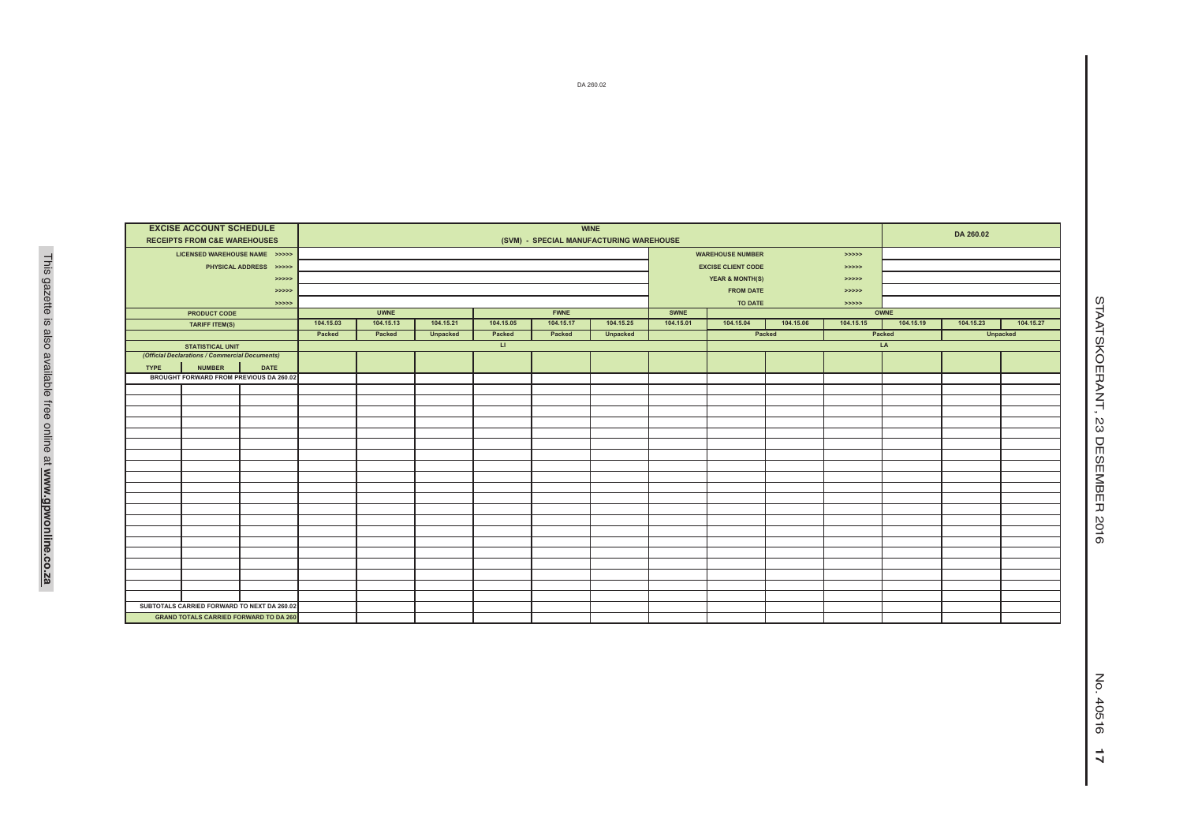DA 260.02

| EXCISE ACCOUNT SCHEDULE RECEIPTS FROM C&E WAREHOUSES | | | WINE (SVM) - SPECIAL MANUFACTURING WAREHOUSE | | | | | | | | | | | | DA 260.02 | | |
|---|---|---|---|---|---|---|---|---|---|---|---|---|---|---|---|---|---|
| LICENSED WAREHOUSE NAME >>>>> | | | | | | | | | | WAREHOUSE NUMBER | | >>>>> | | | | | |
| PHYSICAL ADDRESS >>>>> | | | | | | | | | | EXCISE CLIENT CODE | | >>>>> | | | | | |
| >>>>> | | | | | | | | | | YEAR & MONTH(S) | | >>>>> | | | | | |
| >>>>> | | | | | | | | | | FROM DATE | | >>>>> | | | | | |
| >>>>> | | | | | | | | | | TO DATE | | >>>>> | | | | | |
| PRODUCT CODE | | | UWNE | | | FWNE | | | SWNE | OWNE | | | | | | | |
| TARIFF ITEM(S) | | | 104.15.03 | 104.15.13 | 104.15.21 | 104.15.05 | 104.15.17 | 104.15.25 | 104.15.01 | 104.15.04 | 104.15.06 | 104.15.15 | 104.15.19 | 104.15.23 | 104.15.27 | | |
| | | | Packed | Packed | Unpacked | Packed | Packed | Unpacked | | Packed | | Packed | | Unpacked | | | |
| STATISTICAL UNIT | | | LI | | | | | | | LA | | | | | | | |
| *(Official Declarations / Commercial Documents)* | | | | | | | | | | | | | | | | | |
| TYPE | NUMBER | DATE | | | | | | | | | | | | | | | |
| BROUGHT FORWARD FROM PREVIOUS DA 260.02 | | | | | | | | | | | | | | | | | |
| | | | | | | | | | | | | | | | | | |
| | | | | | | | | | | | | | | | | | |
| | | | | | | | | | | | | | | | | | |
| | | | | | | | | | | | | | | | | | |
| | | | | | | | | | | | | | | | | | |
| | | | | | | | | | | | | | | | | | |
| | | | | | | | | | | | | | | | | | |
| | | | | | | | | | | | | | | | | | |
| | | | | | | | | | | | | | | | | | |
| | | | | | | | | | | | | | | | | | |
| | | | | | | | | | | | | | | | | | |
| | | | | | | | | | | | | | | | | | |
| | | | | | | | | | | | | | | | | | |
| | | | | | | | | | | | | | | | | | |
| | | | | | | | | | | | | | | | | | |
| | | | | | | | | | | | | | | | | | |
| | | | | | | | | | | | | | | | | | |
| | | | | | | | | | | | | | | | | | |
| SUBTOTALS CARRIED FORWARD TO NEXT DA 260.02 | | | | | | | | | | | | | | | | | |
| GRAND TOTALS CARRIED FORWARD TO DA 260 | | | | | | | | | | | | | | | | | |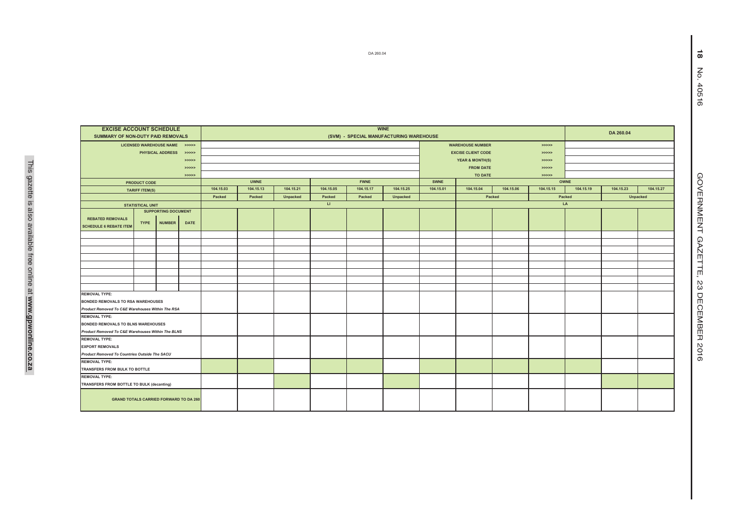DA 260.04

| EXCISE ACCOUNT SCHEDULE SUMMARY OF NON-DUTY PAID REMOVALS | | | | WINE (SVM) - SPECIAL MANUFACTURING WAREHOUSE | | | | | | | | | | | DA 260.04 | |
|---|---|---|---|---|---|---|---|---|---|---|---|---|---|---|---|---|
| LICENSED WAREHOUSE NAME >>>>> | | | | | | | | | | | WAREHOUSE NUMBER >>>>> | | | | | |
| PHYSICAL ADDRESS >>>>> | | | | | | | | | | | EXCISE CLIENT CODE >>>>> | | | | | |
| >>>>> | | | | | | | | | | | YEAR & MONTH(S) >>>>> | | | | | |
| >>>>> | | | | | | | | | | | FROM DATE >>>>> | | | | | |
| >>>>> | | | | | | | | | | | TO DATE >>>>> | | | | | |
| PRODUCT CODE | | | | UWNE | | | FWNE | | | SWNE | OWNE | | | | | |
| TARIFF ITEM(S) | | | | 104.15.03 | 104.15.13 | 104.15.21 | 104.15.05 | 104.15.17 | 104.15.25 | 104.15.01 | 104.15.04 | 104.15.06 | 104.15.15 | 104.15.19 | 104.15.23 | 104.15.27 |
| | | | | Packed | Packed | Unpacked | Packed | Packed | Unpacked | | Packed | | Packed | | Unpacked | |
| STATISTICAL UNIT | | | | LI | | | | | | | LA | | | | | |
| REBATED REMOVALS SCHEDULE 6 REBATE ITEM | SUPPORTING DOCUMENT TYPE | NUMBER | DATE | | | | | | | | | | | | | |
| | | | | | | | | | | | | | | | | |
| | | | | | | | | | | | | | | | | |
| | | | | | | | | | | | | | | | | |
| | | | | | | | | | | | | | | | | |
| | | | | | | | | | | | | | | | | |
| | | | | | | | | | | | | | | | | |
| | | | | | | | | | | | | | | | | |
| | | | | | | | | | | | | | | | | |
| REMOVAL TYPE: BONDED REMOVALS TO RSA WAREHOUSES *Product Removed To C&E Warehouses Within The RSA* | | | | | | | | | | | | | | | | |
| REMOVAL TYPE: BONDED REMOVALS TO BLNS WAREHOUSES *Product Removed To C&E Warehouses Within The BLNS* | | | | | | | | | | | | | | | | |
| REMOVAL TYPE: EXPORT REMOVALS *Product Removed To Countries Outside The SACU* | | | | | | | | | | | | | | | | |
| REMOVAL TYPE: TRANSFERS FROM BULK TO BOTTLE | | | | | | | | | | | | | | | | |
| REMOVAL TYPE: TRANSFERS FROM BOTTLE TO BULK (decanting) | | | | | | | | | | | | | | | | |
| GRAND TOTALS CARRIED FORWARD TO DA 260 | | | | | | | | | | | | | | | | |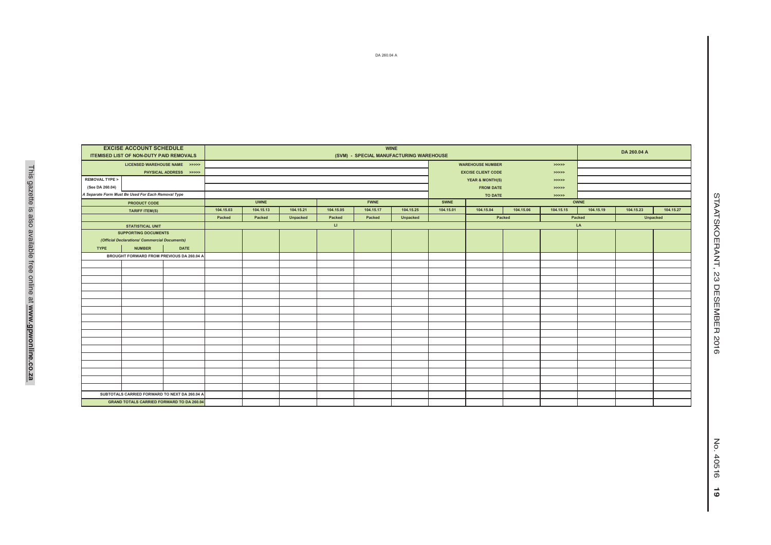DA 260.04 A

| EXCISE ACCOUNT SCHEDULE ITEMISED LIST OF NON-DUTY PAID REMOVALS | | | WINE (SVM) - SPECIAL MANUFACTURING WAREHOUSE | | | | | | | | | | | | | DA 260.04 A |
|---|---|---|---|---|---|---|---|---|---|---|---|---|---|---|---|---|
| LICENSED WAREHOUSE NAME >>>>> | | | | | | | | | | WAREHOUSE NUMBER | | >>>>> | | | | |
| PHYSICAL ADDRESS >>>>> | | | | | | | | | | EXCISE CLIENT CODE | | >>>>> | | | | |
| REMOVAL TYPE > | | | | | | | | | | YEAR & MONTH(S) | | >>>>> | | | | |
| (See DA 260.04) | | | | | | | | | | FROM DATE | | >>>>> | | | | |
| A Separate Form Must Be Used For Each Removal Type | | | | | | | | | | TO DATE | | >>>>> | | | | |
| PRODUCT CODE | | | UWNE | | | FWNE | | | SWNE | OWNE | | | | | | |
| TARIFF ITEM(S) | | | 104.15.03 | 104.15.13 | 104.15.21 | 104.15.05 | 104.15.17 | 104.15.25 | 104.15.01 | 104.15.04 | 104.15.06 | 104.15.15 | 104.15.19 | 104.15.23 | 104.15.27 |
| | | | Packed | Packed | Unpacked | Packed | Packed | Unpacked | | Packed | | Packed | | Unpacked | |
| STATISTICAL UNIT | | | LI | | | | | | | LA | | | | | |
| SUPPORTING DOCUMENTS (Official Declarations/ Commercial Documents) | | | | | | | | | | | | | | | |
| TYPE | NUMBER | DATE | | | | | | | | | | | | | |
| BROUGHT FORWARD FROM PREVIOUS DA 260.04 A | | | | | | | | | | | | | | | |
| | | | | | | | | | | | | | | | |
| | | | | | | | | | | | | | | | |
| | | | | | | | | | | | | | | | |
| | | | | | | | | | | | | | | | |
| | | | | | | | | | | | | | | | |
| | | | | | | | | | | | | | | | |
| | | | | | | | | | | | | | | | |
| | | | | | | | | | | | | | | | |
| | | | | | | | | | | | | | | | |
| | | | | | | | | | | | | | | | |
| | | | | | | | | | | | | | | | |
| | | | | | | | | | | | | | | | |
| | | | | | | | | | | | | | | | |
| | | | | | | | | | | | | | | | |
| | | | | | | | | | | | | | | | |
| | | | | | | | | | | | | | | | |
| | | | | | | | | | | | | | | | |
| SUBTOTALS CARRIED FORWARD TO NEXT DA 260.04 A | | | | | | | | | | | | | | | |
| GRAND TOTALS CARRIED FORWARD TO DA 260.04 | | | | | | | | | | | | | | | |